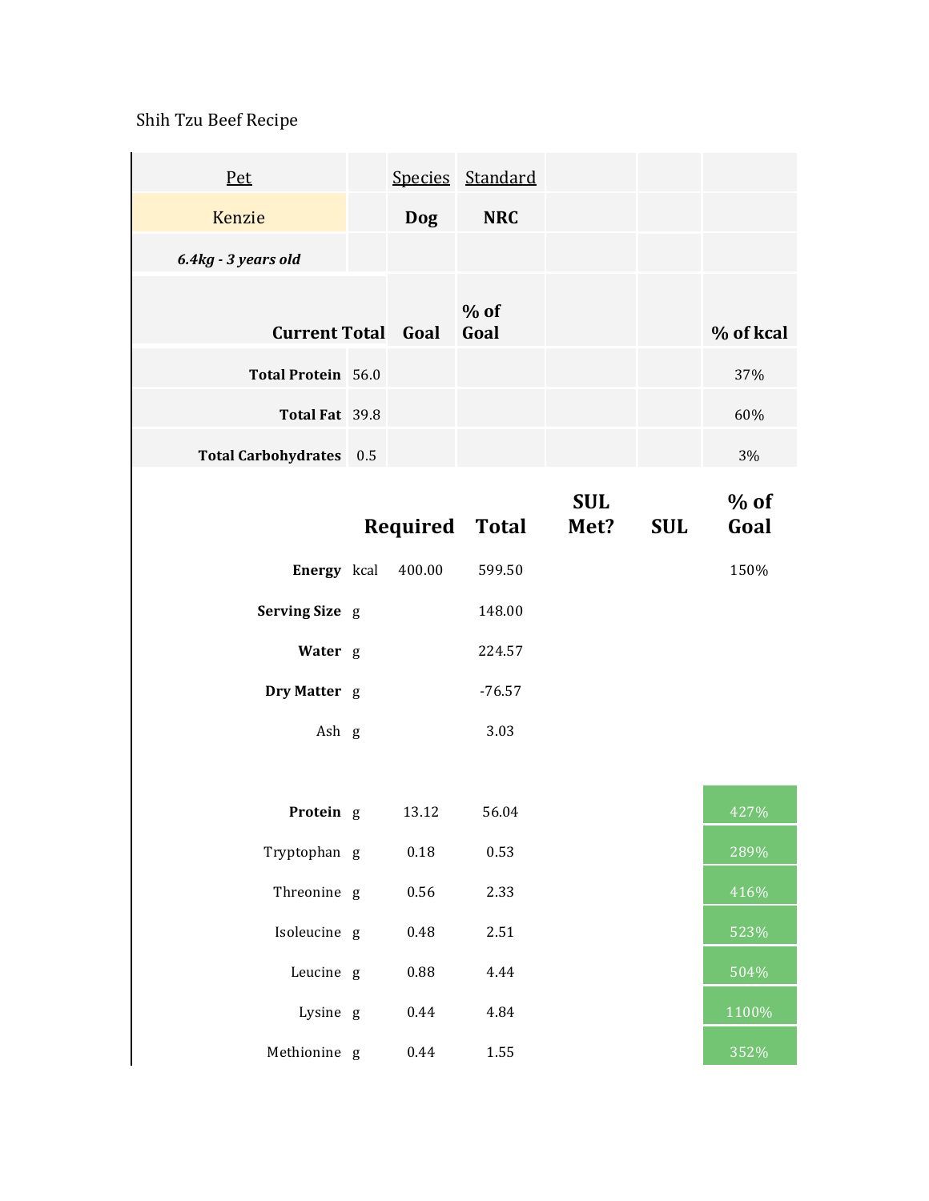Shih Tzu Beef Recipe

| Pet | | Species | Standard | | | |
|---|---|---|---|---|---|---|
| Kenzie | | Dog | NRC | | | |
| *6.4kg - 3 years old* | | | | | | |
| **Current Total** | | **Goal** | **% of Goal** | | | **% of kcal** |
| **Total Protein** | 56.0 | | | | | 37% |
| **Total Fat** | 39.8 | | | | | 60% |
| **Total Carbohydrates** | 0.5 | | | | | 3% |

| | | Required | Total | SUL Met? | SUL | % of Goal |
|---|---|---|---|---|---|---|
| **Energy** | kcal | 400.00 | 599.50 | | | 150% |
| **Serving Size** | g | | 148.00 | | | |
| **Water** | g | | 224.57 | | | |
| **Dry Matter** | g | | -76.57 | | | |
| Ash | g | | 3.03 | | | |
| **Protein** | g | 13.12 | 56.04 | | | 427% |
| Tryptophan | g | 0.18 | 0.53 | | | 289% |
| Threonine | g | 0.56 | 2.33 | | | 416% |
| Isoleucine | g | 0.48 | 2.51 | | | 523% |
| Leucine | g | 0.88 | 4.44 | | | 504% |
| Lysine | g | 0.44 | 4.84 | | | 1100% |
| Methionine | g | 0.44 | 1.55 | | | 352% |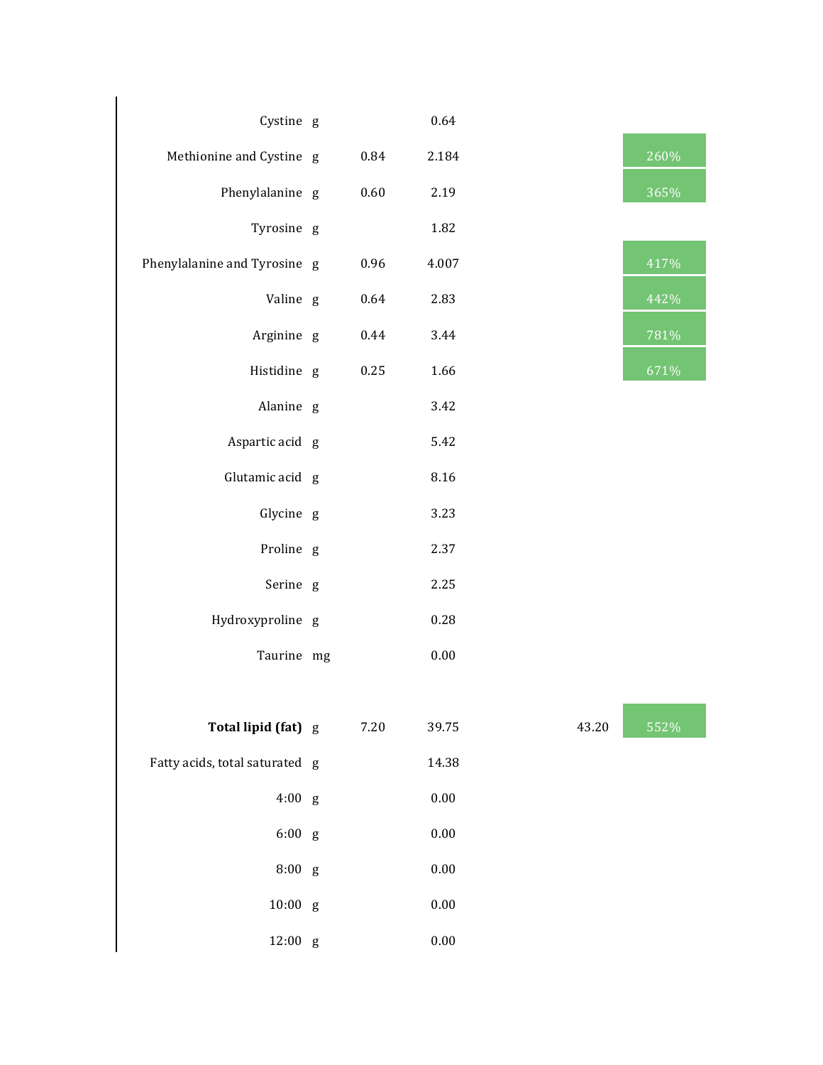| Nutrient | Unit | | | | |
|---|---|---|---|---|---|
| Cystine | g | | 0.64 | | |
| Methionine and Cystine | g | 0.84 | 2.184 | | 260% |
| Phenylalanine | g | 0.60 | 2.19 | | 365% |
| Tyrosine | g | | 1.82 | | |
| Phenylalanine and Tyrosine | g | 0.96 | 4.007 | | 417% |
| Valine | g | 0.64 | 2.83 | | 442% |
| Arginine | g | 0.44 | 3.44 | | 781% |
| Histidine | g | 0.25 | 1.66 | | 671% |
| Alanine | g | | 3.42 | | |
| Aspartic acid | g | | 5.42 | | |
| Glutamic acid | g | | 8.16 | | |
| Glycine | g | | 3.23 | | |
| Proline | g | | 2.37 | | |
| Serine | g | | 2.25 | | |
| Hydroxyproline | g | | 0.28 | | |
| Taurine | mg | | 0.00 | | |
| | | | | | |
| **Total lipid (fat)** | g | 7.20 | 39.75 | 43.20 | 552% |
| Fatty acids, total saturated | g | | 14.38 | | |
| 4:00 | g | | 0.00 | | |
| 6:00 | g | | 0.00 | | |
| 8:00 | g | | 0.00 | | |
| 10:00 | g | | 0.00 | | |
| 12:00 | g | | 0.00 | | |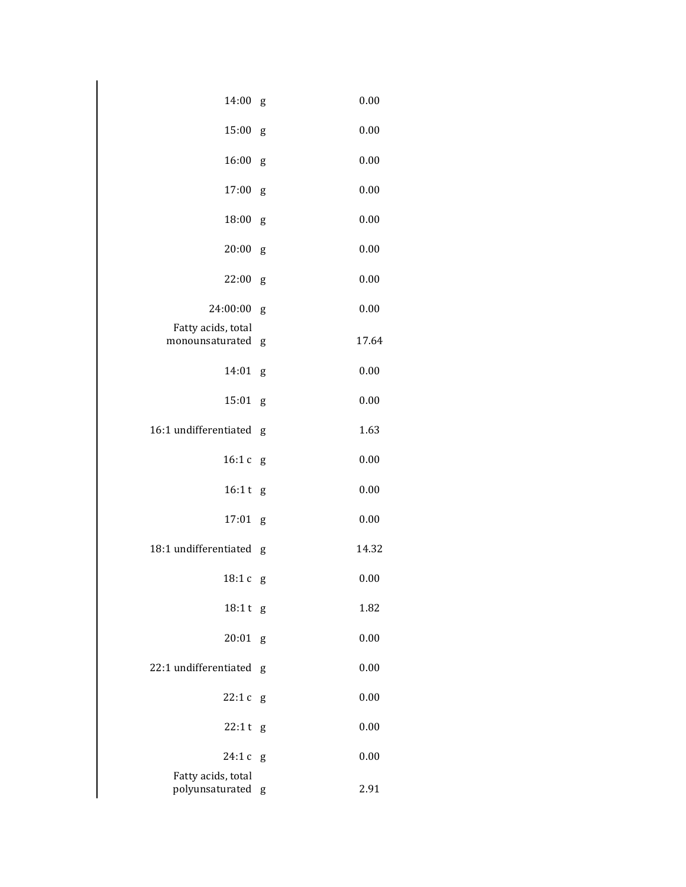| | | |
|---|---|---|
| 14:00 | g | 0.00 |
| 15:00 | g | 0.00 |
| 16:00 | g | 0.00 |
| 17:00 | g | 0.00 |
| 18:00 | g | 0.00 |
| 20:00 | g | 0.00 |
| 22:00 | g | 0.00 |
| 24:00:00 | g | 0.00 |
| Fatty acids, total monounsaturated | g | 17.64 |
| 14:01 | g | 0.00 |
| 15:01 | g | 0.00 |
| 16:1 undifferentiated | g | 1.63 |
| 16:1 c | g | 0.00 |
| 16:1 t | g | 0.00 |
| 17:01 | g | 0.00 |
| 18:1 undifferentiated | g | 14.32 |
| 18:1 c | g | 0.00 |
| 18:1 t | g | 1.82 |
| 20:01 | g | 0.00 |
| 22:1 undifferentiated | g | 0.00 |
| 22:1 c | g | 0.00 |
| 22:1 t | g | 0.00 |
| 24:1 c | g | 0.00 |
| Fatty acids, total polyunsaturated | g | 2.91 |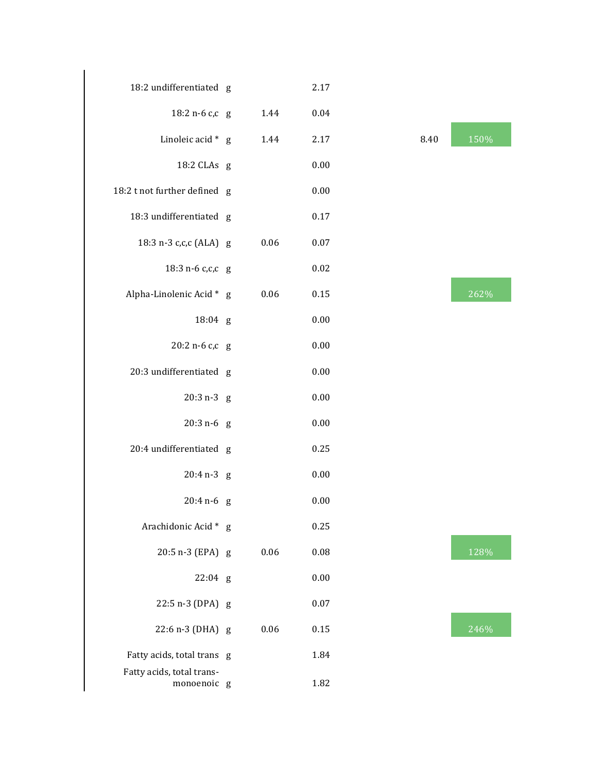| | | | | | |
|---|---|---|---|---|---|
| 18:2 undifferentiated | g | | 2.17 | | |
| 18:2 n-6 c,c | g | 1.44 | 0.04 | | |
| Linoleic acid * | g | 1.44 | 2.17 | 8.40 | 150% |
| 18:2 CLAs | g | | 0.00 | | |
| 18:2 t not further defined | g | | 0.00 | | |
| 18:3 undifferentiated | g | | 0.17 | | |
| 18:3 n-3 c,c,c (ALA) | g | 0.06 | 0.07 | | |
| 18:3 n-6 c,c,c | g | | 0.02 | | |
| Alpha-Linolenic Acid * | g | 0.06 | 0.15 | | 262% |
| 18:04 | g | | 0.00 | | |
| 20:2 n-6 c,c | g | | 0.00 | | |
| 20:3 undifferentiated | g | | 0.00 | | |
| 20:3 n-3 | g | | 0.00 | | |
| 20:3 n-6 | g | | 0.00 | | |
| 20:4 undifferentiated | g | | 0.25 | | |
| 20:4 n-3 | g | | 0.00 | | |
| 20:4 n-6 | g | | 0.00 | | |
| Arachidonic Acid * | g | | 0.25 | | |
| 20:5 n-3 (EPA) | g | 0.06 | 0.08 | | 128% |
| 22:04 | g | | 0.00 | | |
| 22:5 n-3 (DPA) | g | | 0.07 | | |
| 22:6 n-3 (DHA) | g | 0.06 | 0.15 | | 246% |
| Fatty acids, total trans | g | | 1.84 | | |
| Fatty acids, total trans-monoenoic | g | | 1.82 | | |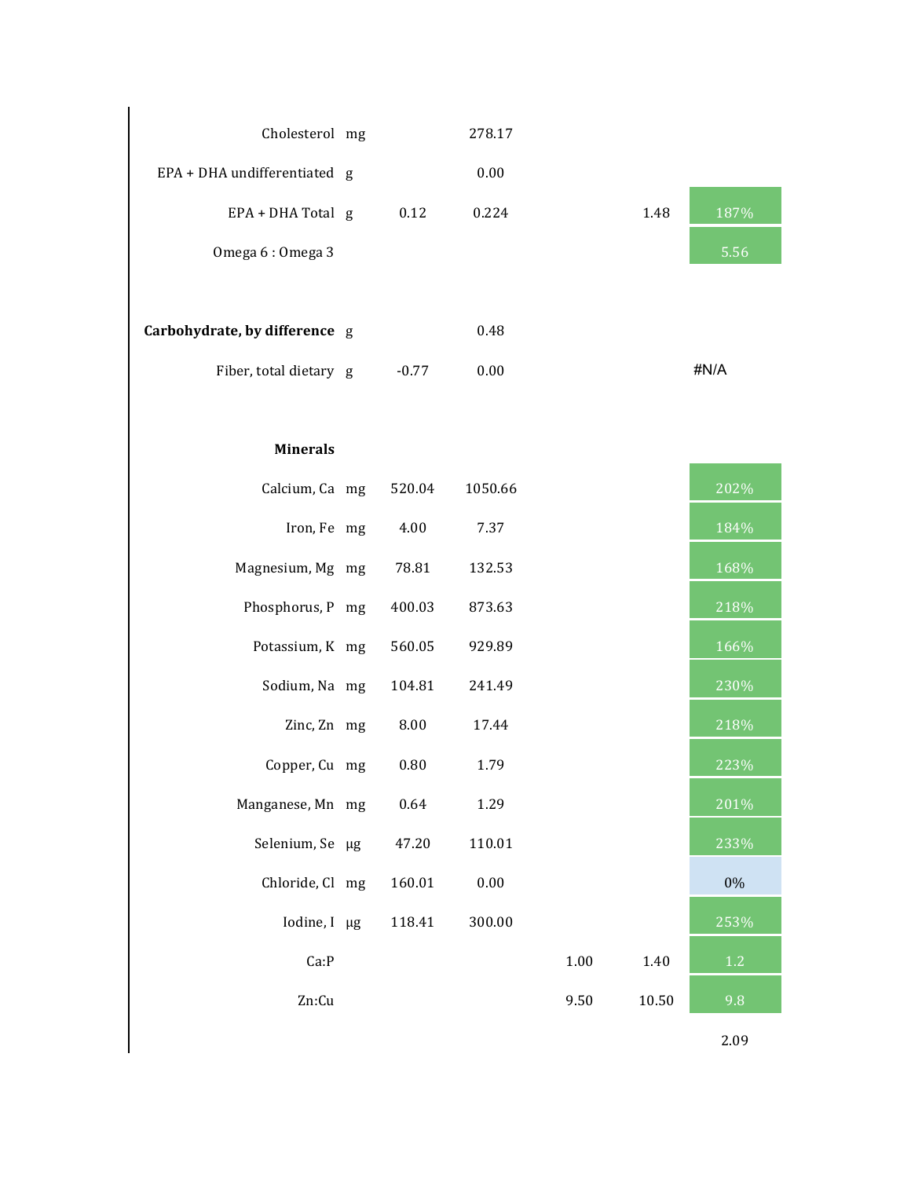| Nutrient | Unit | | | | | |
|---|---|---|---|---|---|---|
| Cholesterol | mg | | 278.17 | | | |
| EPA + DHA undifferentiated | g | | 0.00 | | | |
| EPA + DHA Total | g | 0.12 | 0.224 | | 1.48 | 187% |
| Omega 6 : Omega 3 | | | | | | 5.56 |
| | | | | | | |
| **Carbohydrate, by difference** | g | | 0.48 | | | |
| Fiber, total dietary | g | -0.77 | 0.00 | | | #N/A |
| | | | | | | |
| **Minerals** | | | | | | |
| Calcium, Ca | mg | 520.04 | 1050.66 | | | 202% |
| Iron, Fe | mg | 4.00 | 7.37 | | | 184% |
| Magnesium, Mg | mg | 78.81 | 132.53 | | | 168% |
| Phosphorus, P | mg | 400.03 | 873.63 | | | 218% |
| Potassium, K | mg | 560.05 | 929.89 | | | 166% |
| Sodium, Na | mg | 104.81 | 241.49 | | | 230% |
| Zinc, Zn | mg | 8.00 | 17.44 | | | 218% |
| Copper, Cu | mg | 0.80 | 1.79 | | | 223% |
| Manganese, Mn | mg | 0.64 | 1.29 | | | 201% |
| Selenium, Se | µg | 47.20 | 110.01 | | | 233% |
| Chloride, Cl | mg | 160.01 | 0.00 | | | 0% |
| Iodine, I | µg | 118.41 | 300.00 | | | 253% |
| Ca:P | | | | 1.00 | 1.40 | 1.2 |
| Zn:Cu | | | | 9.50 | 10.50 | 9.8 |
| | | | | | | 2.09 |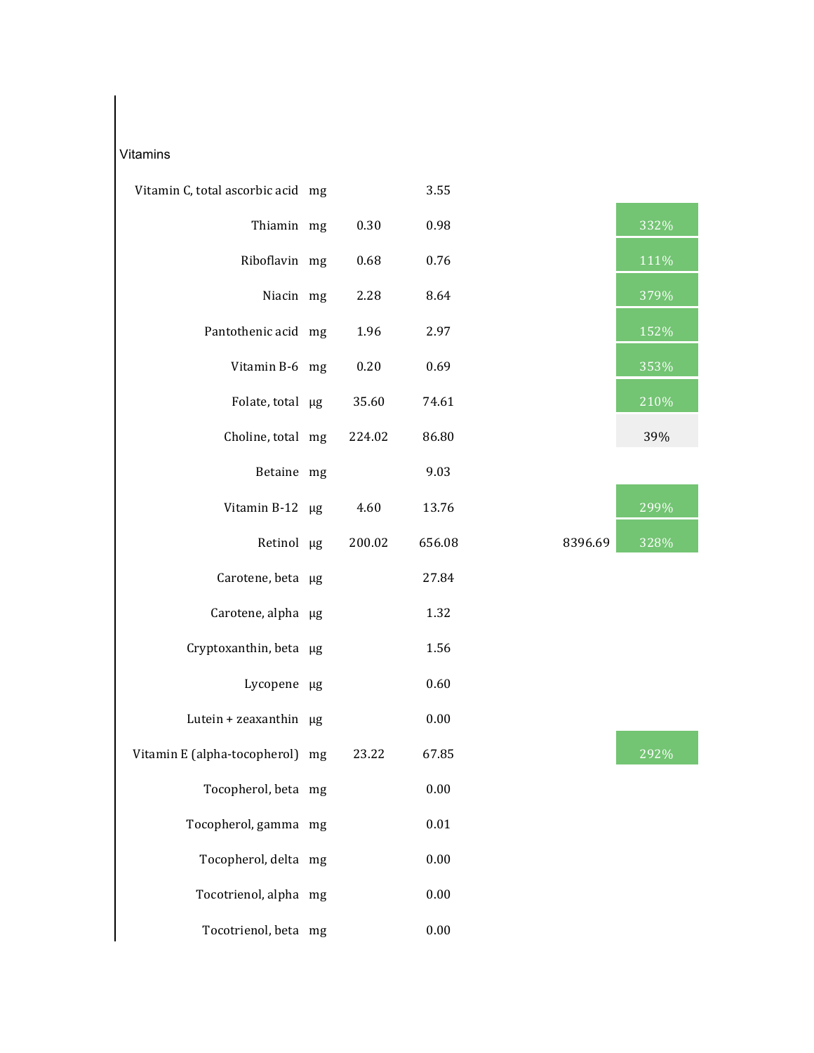Vitamins

| Nutrient | Unit | | | | |
|---|---|---|---|---|---|
| Vitamin C, total ascorbic acid | mg | | 3.55 | | |
| Thiamin | mg | 0.30 | 0.98 | | 332% |
| Riboflavin | mg | 0.68 | 0.76 | | 111% |
| Niacin | mg | 2.28 | 8.64 | | 379% |
| Pantothenic acid | mg | 1.96 | 2.97 | | 152% |
| Vitamin B-6 | mg | 0.20 | 0.69 | | 353% |
| Folate, total | µg | 35.60 | 74.61 | | 210% |
| Choline, total | mg | 224.02 | 86.80 | | 39% |
| Betaine | mg | | 9.03 | | |
| Vitamin B-12 | µg | 4.60 | 13.76 | | 299% |
| Retinol | µg | 200.02 | 656.08 | 8396.69 | 328% |
| Carotene, beta | µg | | 27.84 | | |
| Carotene, alpha | µg | | 1.32 | | |
| Cryptoxanthin, beta | µg | | 1.56 | | |
| Lycopene | µg | | 0.60 | | |
| Lutein + zeaxanthin | µg | | 0.00 | | |
| Vitamin E (alpha-tocopherol) | mg | 23.22 | 67.85 | | 292% |
| Tocopherol, beta | mg | | 0.00 | | |
| Tocopherol, gamma | mg | | 0.01 | | |
| Tocopherol, delta | mg | | 0.00 | | |
| Tocotrienol, alpha | mg | | 0.00 | | |
| Tocotrienol, beta | mg | | 0.00 | | |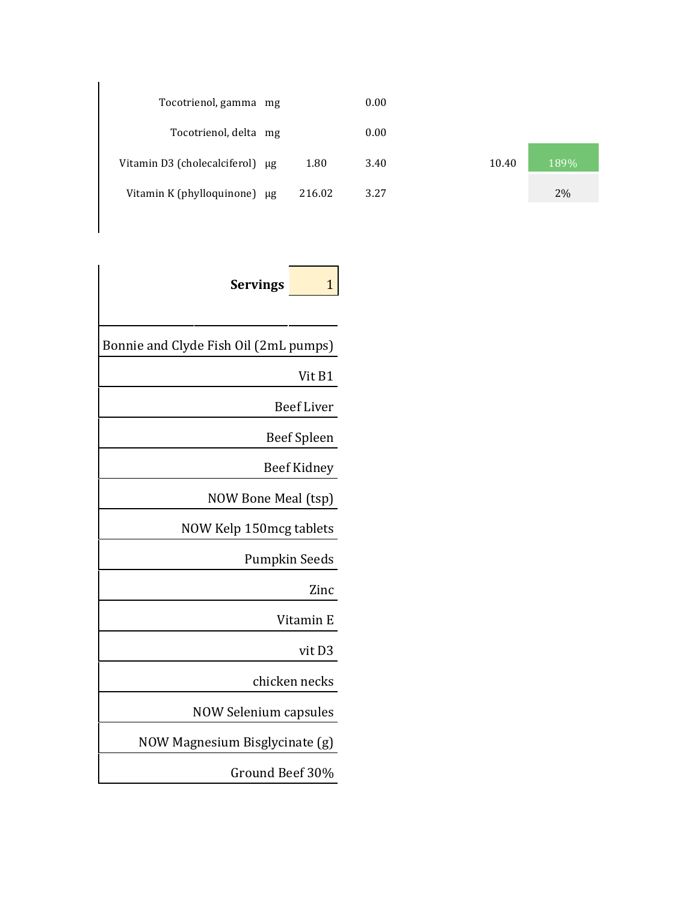| | | | | | |
|---|---|---|---|---|---|
| Tocotrienol, gamma | mg | | 0.00 | | |
| Tocotrienol, delta | mg | | 0.00 | | |
| Vitamin D3 (cholecalciferol) | µg | 1.80 | 3.40 | 10.40 | 189% |
| Vitamin K (phylloquinone) | µg | 216.02 | 3.27 | | 2% |

| Servings | 1 |
|---|---|
| Bonnie and Clyde Fish Oil (2mL pumps) | |
| Vit B1 | |
| Beef Liver | |
| Beef Spleen | |
| Beef Kidney | |
| NOW Bone Meal (tsp) | |
| NOW Kelp 150mcg tablets | |
| Pumpkin Seeds | |
| Zinc | |
| Vitamin E | |
| vit D3 | |
| chicken necks | |
| NOW Selenium capsules | |
| NOW Magnesium Bisglycinate (g) | |
| Ground Beef 30% | |